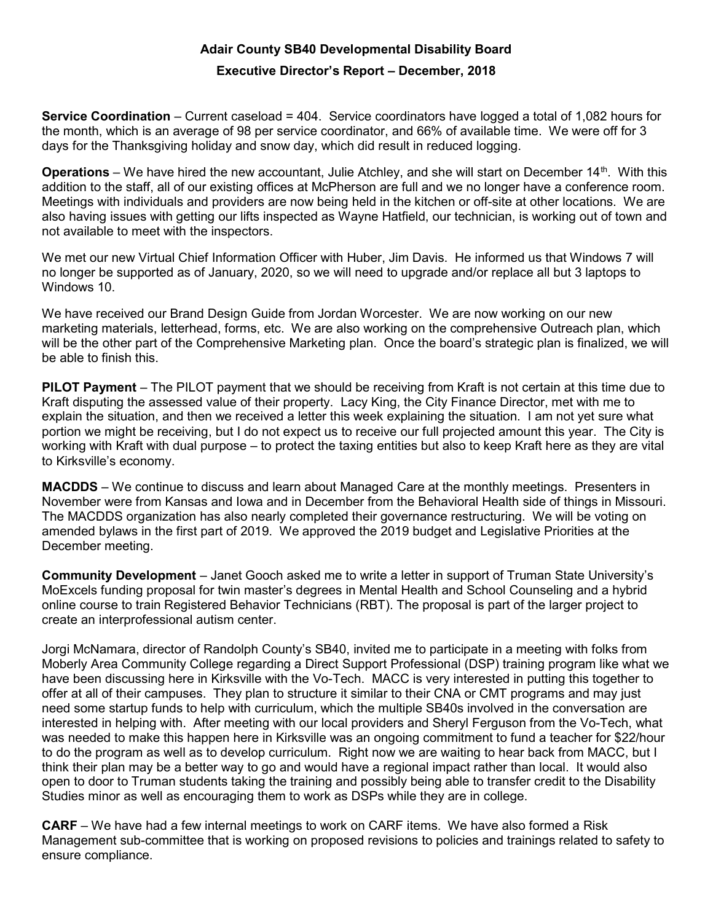# Adair County SB40 Developmental Disability Board

## Executive Director's Report – December, 2018

**Service Coordination** – Current caseload = 404. Service coordinators have logged a total of 1,082 hours for the month, which is an average of 98 per service coordinator, and 66% of available time. We were off for 3 days for the Thanksgiving holiday and snow day, which did result in reduced logging.

**Operations** – We have hired the new accountant, Julie Atchley, and she will start on December 14th. With this addition to the staff, all of our existing offices at McPherson are full and we no longer have a conference room. Meetings with individuals and providers are now being held in the kitchen or off-site at other locations. We are also having issues with getting our lifts inspected as Wayne Hatfield, our technician, is working out of town and not available to meet with the inspectors.

We met our new Virtual Chief Information Officer with Huber, Jim Davis. He informed us that Windows 7 will no longer be supported as of January, 2020, so we will need to upgrade and/or replace all but 3 laptops to Windows 10.

We have received our Brand Design Guide from Jordan Worcester. We are now working on our new marketing materials, letterhead, forms, etc. We are also working on the comprehensive Outreach plan, which will be the other part of the Comprehensive Marketing plan. Once the board's strategic plan is finalized, we will be able to finish this.

**PILOT Payment** – The PILOT payment that we should be receiving from Kraft is not certain at this time due to Kraft disputing the assessed value of their property. Lacy King, the City Finance Director, met with me to explain the situation, and then we received a letter this week explaining the situation. I am not yet sure what portion we might be receiving, but I do not expect us to receive our full projected amount this year. The City is working with Kraft with dual purpose – to protect the taxing entities but also to keep Kraft here as they are vital to Kirksville's economy.

**MACDDS** – We continue to discuss and learn about Managed Care at the monthly meetings. Presenters in November were from Kansas and Iowa and in December from the Behavioral Health side of things in Missouri. The MACDDS organization has also nearly completed their governance restructuring. We will be voting on amended bylaws in the first part of 2019. We approved the 2019 budget and Legislative Priorities at the December meeting.

**Community Development** – Janet Gooch asked me to write a letter in support of Truman State University's MoExcels funding proposal for twin master's degrees in Mental Health and School Counseling and a hybrid online course to train Registered Behavior Technicians (RBT). The proposal is part of the larger project to create an interprofessional autism center.

Jorgi McNamara, director of Randolph County's SB40, invited me to participate in a meeting with folks from Moberly Area Community College regarding a Direct Support Professional (DSP) training program like what we have been discussing here in Kirksville with the Vo-Tech. MACC is very interested in putting this together to offer at all of their campuses. They plan to structure it similar to their CNA or CMT programs and may just need some startup funds to help with curriculum, which the multiple SB40s involved in the conversation are interested in helping with. After meeting with our local providers and Sheryl Ferguson from the Vo-Tech, what was needed to make this happen here in Kirksville was an ongoing commitment to fund a teacher for $22/hour to do the program as well as to develop curriculum. Right now we are waiting to hear back from MACC, but I think their plan may be a better way to go and would have a regional impact rather than local. It would also open to door to Truman students taking the training and possibly being able to transfer credit to the Disability Studies minor as well as encouraging them to work as DSPs while they are in college.

**CARF** – We have had a few internal meetings to work on CARF items. We have also formed a Risk Management sub-committee that is working on proposed revisions to policies and trainings related to safety to ensure compliance.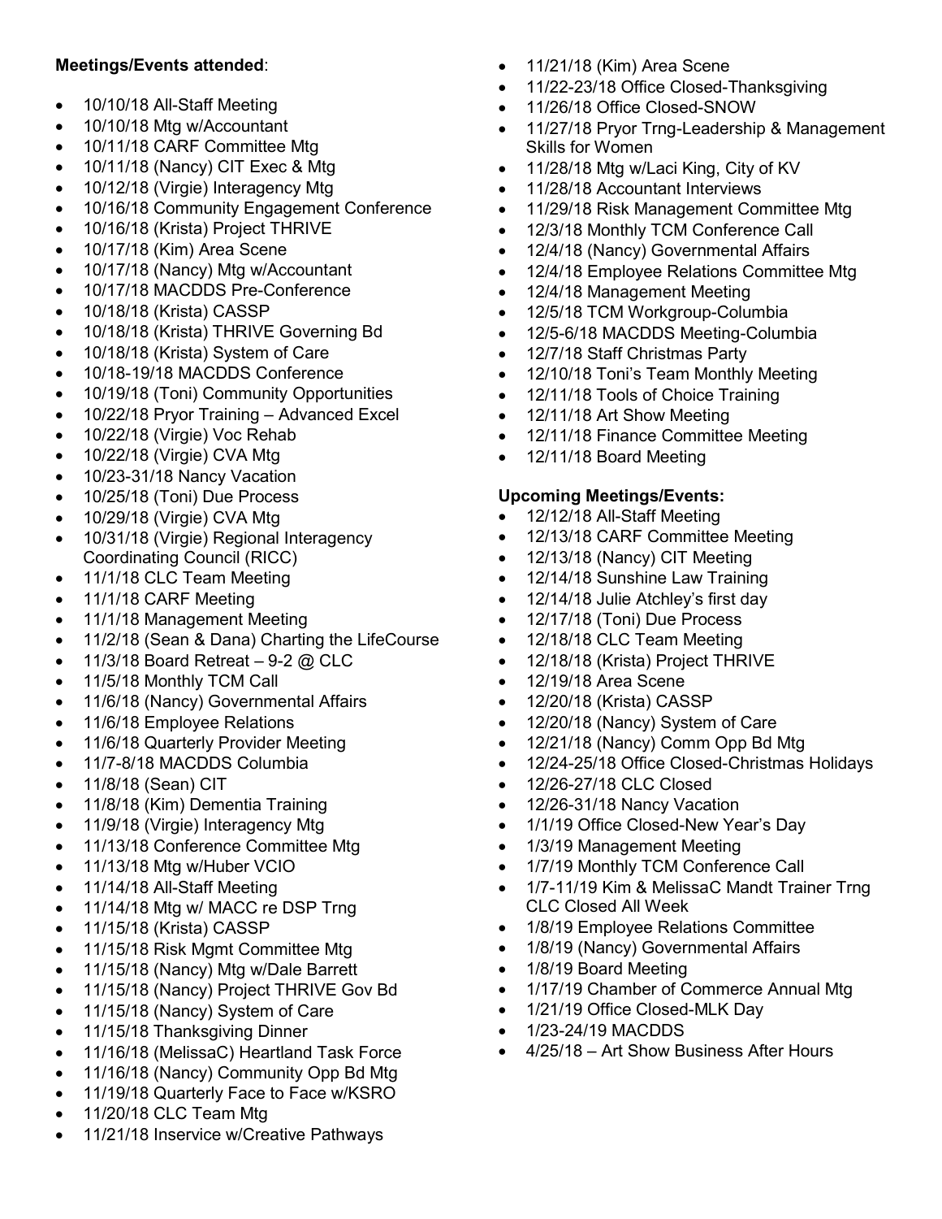**Meetings/Events attended**:

- 10/10/18 All-Staff Meeting
- 10/10/18 Mtg w/Accountant
- 10/11/18 CARF Committee Mtg
- 10/11/18 (Nancy) CIT Exec & Mtg
- 10/12/18 (Virgie) Interagency Mtg
- 10/16/18 Community Engagement Conference
- 10/16/18 (Krista) Project THRIVE
- 10/17/18 (Kim) Area Scene
- 10/17/18 (Nancy) Mtg w/Accountant
- 10/17/18 MACDDS Pre-Conference
- 10/18/18 (Krista) CASSP
- 10/18/18 (Krista) THRIVE Governing Bd
- 10/18/18 (Krista) System of Care
- 10/18-19/18 MACDDS Conference
- 10/19/18 (Toni) Community Opportunities
- 10/22/18 Pryor Training – Advanced Excel
- 10/22/18 (Virgie) Voc Rehab
- 10/22/18 (Virgie) CVA Mtg
- 10/23-31/18 Nancy Vacation
- 10/25/18 (Toni) Due Process
- 10/29/18 (Virgie) CVA Mtg
- 10/31/18 (Virgie) Regional Interagency Coordinating Council (RICC)
- 11/1/18 CLC Team Meeting
- 11/1/18 CARF Meeting
- 11/1/18 Management Meeting
- 11/2/18 (Sean & Dana) Charting the LifeCourse
- 11/3/18 Board Retreat – 9-2 @ CLC
- 11/5/18 Monthly TCM Call
- 11/6/18 (Nancy) Governmental Affairs
- 11/6/18 Employee Relations
- 11/6/18 Quarterly Provider Meeting
- 11/7-8/18 MACDDS Columbia
- 11/8/18 (Sean) CIT
- 11/8/18 (Kim) Dementia Training
- 11/9/18 (Virgie) Interagency Mtg
- 11/13/18 Conference Committee Mtg
- 11/13/18 Mtg w/Huber VCIO
- 11/14/18 All-Staff Meeting
- 11/14/18 Mtg w/ MACC re DSP Trng
- 11/15/18 (Krista) CASSP
- 11/15/18 Risk Mgmt Committee Mtg
- 11/15/18 (Nancy) Mtg w/Dale Barrett
- 11/15/18 (Nancy) Project THRIVE Gov Bd
- 11/15/18 (Nancy) System of Care
- 11/15/18 Thanksgiving Dinner
- 11/16/18 (MelissaC) Heartland Task Force
- 11/16/18 (Nancy) Community Opp Bd Mtg
- 11/19/18 Quarterly Face to Face w/KSRO
- 11/20/18 CLC Team Mtg
- 11/21/18 Inservice w/Creative Pathways
- 11/21/18 (Kim) Area Scene
- 11/22-23/18 Office Closed-Thanksgiving
- 11/26/18 Office Closed-SNOW
- 11/27/18 Pryor Trng-Leadership & Management Skills for Women
- 11/28/18 Mtg w/Laci King, City of KV
- 11/28/18 Accountant Interviews
- 11/29/18 Risk Management Committee Mtg
- 12/3/18 Monthly TCM Conference Call
- 12/4/18 (Nancy) Governmental Affairs
- 12/4/18 Employee Relations Committee Mtg
- 12/4/18 Management Meeting
- 12/5/18 TCM Workgroup-Columbia
- 12/5-6/18 MACDDS Meeting-Columbia
- 12/7/18 Staff Christmas Party
- 12/10/18 Toni's Team Monthly Meeting
- 12/11/18 Tools of Choice Training
- 12/11/18 Art Show Meeting
- 12/11/18 Finance Committee Meeting
- 12/11/18 Board Meeting

**Upcoming Meetings/Events:**

- 12/12/18 All-Staff Meeting
- 12/13/18 CARF Committee Meeting
- 12/13/18 (Nancy) CIT Meeting
- 12/14/18 Sunshine Law Training
- 12/14/18 Julie Atchley's first day
- 12/17/18 (Toni) Due Process
- 12/18/18 CLC Team Meeting
- 12/18/18 (Krista) Project THRIVE
- 12/19/18 Area Scene
- 12/20/18 (Krista) CASSP
- 12/20/18 (Nancy) System of Care
- 12/21/18 (Nancy) Comm Opp Bd Mtg
- 12/24-25/18 Office Closed-Christmas Holidays
- 12/26-27/18 CLC Closed
- 12/26-31/18 Nancy Vacation
- 1/1/19 Office Closed-New Year's Day
- 1/3/19 Management Meeting
- 1/7/19 Monthly TCM Conference Call
- 1/7-11/19 Kim & MelissaC Mandt Trainer Trng CLC Closed All Week
- 1/8/19 Employee Relations Committee
- 1/8/19 (Nancy) Governmental Affairs
- 1/8/19 Board Meeting
- 1/17/19 Chamber of Commerce Annual Mtg
- 1/21/19 Office Closed-MLK Day
- 1/23-24/19 MACDDS
- 4/25/18 – Art Show Business After Hours